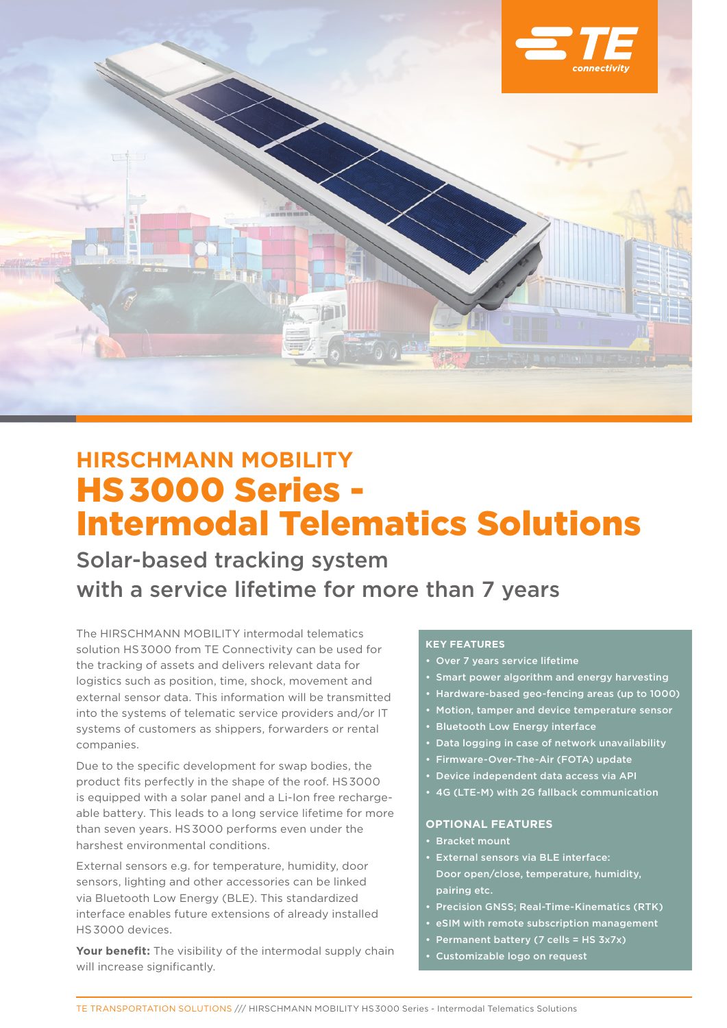# HIRSCHMANN MOBILITY

# HS 3000 Series - Intermodal Telematics Solutions

## Solar-based tracking system with a service lifetime for more than 7 years

The HIRSCHMANN MOBILITY intermodal telematics solution HS 3000 from TE Connectivity can be used for the tracking of assets and delivers relevant data for logistics such as position, time, shock, movement and external sensor data. This information will be transmitted into the systems of telematic service providers and/or IT systems of customers as shippers, forwarders or rental companies.

Due to the specific development for swap bodies, the product fits perfectly in the shape of the roof. HS 3000 is equipped with a solar panel and a Li-Ion free rechargeable battery. This leads to a long service lifetime for more than seven years. HS 3000 performs even under the harshest environmental conditions.

External sensors e.g. for temperature, humidity, door sensors, lighting and other accessories can be linked via Bluetooth Low Energy (BLE). This standardized interface enables future extensions of already installed HS 3000 devices.

**Your benefit:** The visibility of the intermodal supply chain will increase significantly.

### KEY FEATURES

- Over 7 years service lifetime
- Smart power algorithm and energy harvesting
- Hardware-based geo-fencing areas (up to 1000)
- Motion, tamper and device temperature sensor
- Bluetooth Low Energy interface
- Data logging in case of network unavailability
- Firmware-Over-The-Air (FOTA) update
- Device independent data access via API
- 4G (LTE-M) with 2G fallback communication

### OPTIONAL FEATURES

- Bracket mount
- External sensors via BLE interface: Door open/close, temperature, humidity, pairing etc.
- Precision GNSS; Real-Time-Kinematics (RTK)
- eSIM with remote subscription management
- Permanent battery (7 cells = HS 3x7x)
- Customizable logo on request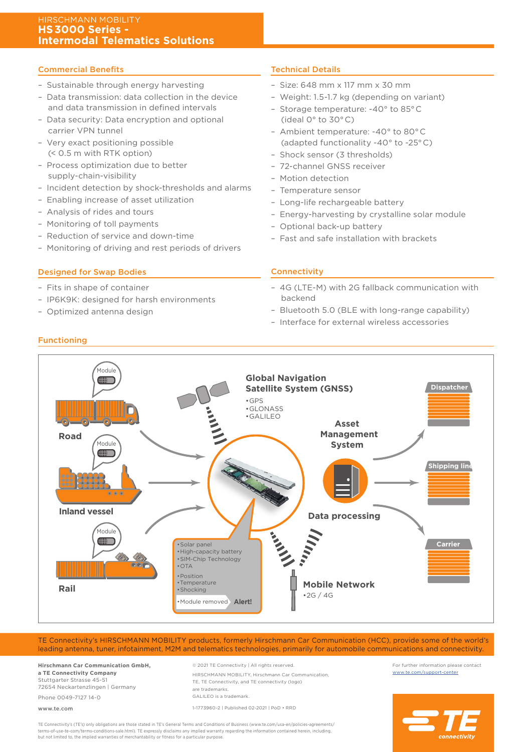HIRSCHMANN MOBILITY

# HS 3000 Series - Intermodal Telematics Solutions

## Commercial Benefits

- Sustainable through energy harvesting
- Data transmission: data collection in the device and data transmission in defined intervals
- Data security: Data encryption and optional carrier VPN tunnel
- Very exact positioning possible (< 0.5 m with RTK option)
- Process optimization due to better supply-chain-visibility
- Incident detection by shock-thresholds and alarms
- Enabling increase of asset utilization
- Analysis of rides and tours
- Monitoring of toll payments
- Reduction of service and down-time
- Monitoring of driving and rest periods of drivers

## Technical Details

- Size: 648 mm x 117 mm x 30 mm
- Weight: 1.5-1.7 kg (depending on variant)
- Storage temperature: -40° to 85°C (ideal 0° to 30°C)
- Ambient temperature: -40° to 80°C (adapted functionality -40° to -25°C)
- Shock sensor (3 thresholds)
- 72-channel GNSS receiver
- Motion detection
- Temperature sensor
- Long-life rechargeable battery
- Energy-harvesting by crystalline solar module
- Optional back-up battery
- Fast and safe installation with brackets

## Designed for Swap Bodies

- Fits in shape of container
- IP6K9K: designed for harsh environments
- Optimized antenna design

## Connectivity

- 4G (LTE-M) with 2G fallback communication with backend
- Bluetooth 5.0 (BLE with long-range capability)
- Interface for external wireless accessories

## Functioning

Module
Road
Module
Inland vessel
Module
Rail

Global Navigation Satellite System (GNSS)
•GPS
•GLONASS
•GALILEO

•Solar panel
•High-capacity battery
•SIM-Chip Technology
•OTA
•Position
•Temperature
•Shocking
•Module removed Alert!

Asset Management System
Data processing

Mobile Network
•2G / 4G

Dispatcher
Shipping line
Carrier

TE Connectivity's HIRSCHMANN MOBILITY products, formerly Hirschmann Car Communication (HCC), provide some of the world's leading antenna, tuner, infotainment, M2M and telematics technologies, primarily for automobile communications and connectivity.

**Hirschmann Car Communication GmbH,**
**a TE Connectivity Company**
Stuttgarter Strasse 45-51
72654 Neckartenzlingen | Germany
Phone 0049-7127 14-0
www.te.com

© 2021 TE Connectivity | All rights reserved.

HIRSCHMANN MOBILITY, Hirschmann Car Communication, TE, TE Connectivity, and TE connectivity (logo) are trademarks.
GALILEO is a trademark.

1-1773960-2 | Published 02-2021 | PoD • RRD

For further information please contact
www.te.com/support-center

TE Connectivity's (TE's) only obligations are those stated in TE's General Terms and Conditions of Business (www.te.com/usa-en/policies-agreements/terms-of-use-te-com/terms-conditions-sale.html). TE expressly disclaims any implied warranty regarding the information contained herein, including, but not limited to, the implied warranties of merchantability or fitness for a particular purpose.

TE connectivity